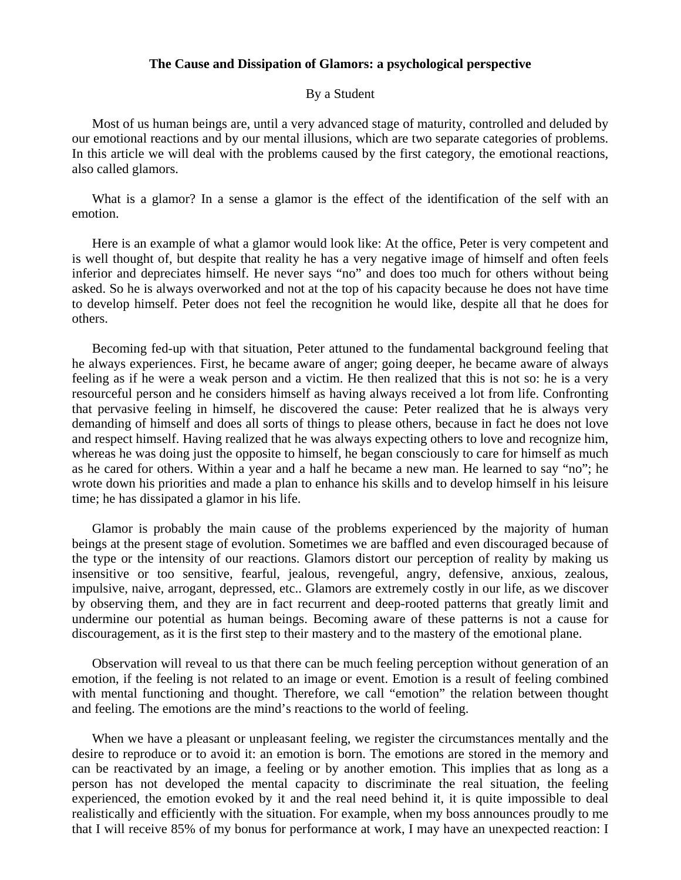**The Cause and Dissipation of Glamors: a psychological perspective**

By a Student

Most of us human beings are, until a very advanced stage of maturity, controlled and deluded by our emotional reactions and by our mental illusions, which are two separate categories of problems. In this article we will deal with the problems caused by the first category, the emotional reactions, also called glamors.

What is a glamor? In a sense a glamor is the effect of the identification of the self with an emotion.

Here is an example of what a glamor would look like: At the office, Peter is very competent and is well thought of, but despite that reality he has a very negative image of himself and often feels inferior and depreciates himself. He never says "no" and does too much for others without being asked. So he is always overworked and not at the top of his capacity because he does not have time to develop himself. Peter does not feel the recognition he would like, despite all that he does for others.

Becoming fed-up with that situation, Peter attuned to the fundamental background feeling that he always experiences. First, he became aware of anger; going deeper, he became aware of always feeling as if he were a weak person and a victim. He then realized that this is not so: he is a very resourceful person and he considers himself as having always received a lot from life. Confronting that pervasive feeling in himself, he discovered the cause: Peter realized that he is always very demanding of himself and does all sorts of things to please others, because in fact he does not love and respect himself. Having realized that he was always expecting others to love and recognize him, whereas he was doing just the opposite to himself, he began consciously to care for himself as much as he cared for others. Within a year and a half he became a new man. He learned to say "no"; he wrote down his priorities and made a plan to enhance his skills and to develop himself in his leisure time; he has dissipated a glamor in his life.

Glamor is probably the main cause of the problems experienced by the majority of human beings at the present stage of evolution. Sometimes we are baffled and even discouraged because of the type or the intensity of our reactions. Glamors distort our perception of reality by making us insensitive or too sensitive, fearful, jealous, revengeful, angry, defensive, anxious, zealous, impulsive, naive, arrogant, depressed, etc.. Glamors are extremely costly in our life, as we discover by observing them, and they are in fact recurrent and deep-rooted patterns that greatly limit and undermine our potential as human beings. Becoming aware of these patterns is not a cause for discouragement, as it is the first step to their mastery and to the mastery of the emotional plane.

Observation will reveal to us that there can be much feeling perception without generation of an emotion, if the feeling is not related to an image or event. Emotion is a result of feeling combined with mental functioning and thought. Therefore, we call "emotion" the relation between thought and feeling. The emotions are the mind's reactions to the world of feeling.

When we have a pleasant or unpleasant feeling, we register the circumstances mentally and the desire to reproduce or to avoid it: an emotion is born. The emotions are stored in the memory and can be reactivated by an image, a feeling or by another emotion. This implies that as long as a person has not developed the mental capacity to discriminate the real situation, the feeling experienced, the emotion evoked by it and the real need behind it, it is quite impossible to deal realistically and efficiently with the situation. For example, when my boss announces proudly to me that I will receive 85% of my bonus for performance at work, I may have an unexpected reaction: I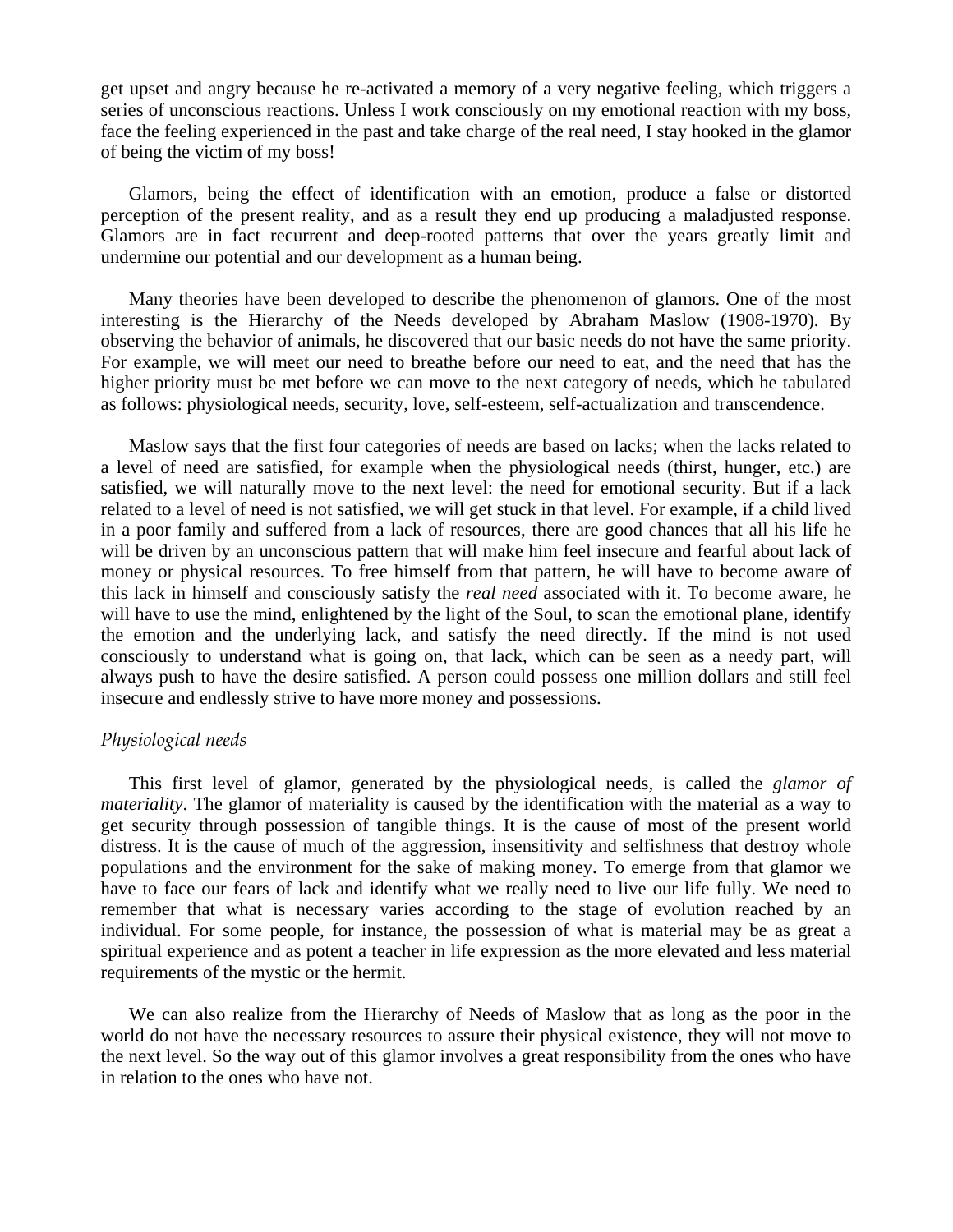get upset and angry because he re-activated a memory of a very negative feeling, which triggers a series of unconscious reactions. Unless I work consciously on my emotional reaction with my boss, face the feeling experienced in the past and take charge of the real need, I stay hooked in the glamor of being the victim of my boss!

Glamors, being the effect of identification with an emotion, produce a false or distorted perception of the present reality, and as a result they end up producing a maladjusted response. Glamors are in fact recurrent and deep-rooted patterns that over the years greatly limit and undermine our potential and our development as a human being.

Many theories have been developed to describe the phenomenon of glamors. One of the most interesting is the Hierarchy of the Needs developed by Abraham Maslow (1908-1970). By observing the behavior of animals, he discovered that our basic needs do not have the same priority. For example, we will meet our need to breathe before our need to eat, and the need that has the higher priority must be met before we can move to the next category of needs, which he tabulated as follows: physiological needs, security, love, self-esteem, self-actualization and transcendence.

Maslow says that the first four categories of needs are based on lacks; when the lacks related to a level of need are satisfied, for example when the physiological needs (thirst, hunger, etc.) are satisfied, we will naturally move to the next level: the need for emotional security. But if a lack related to a level of need is not satisfied, we will get stuck in that level. For example, if a child lived in a poor family and suffered from a lack of resources, there are good chances that all his life he will be driven by an unconscious pattern that will make him feel insecure and fearful about lack of money or physical resources. To free himself from that pattern, he will have to become aware of this lack in himself and consciously satisfy the *real need* associated with it. To become aware, he will have to use the mind, enlightened by the light of the Soul, to scan the emotional plane, identify the emotion and the underlying lack, and satisfy the need directly. If the mind is not used consciously to understand what is going on, that lack, which can be seen as a needy part, will always push to have the desire satisfied. A person could possess one million dollars and still feel insecure and endlessly strive to have more money and possessions.

*Physiological needs*

This first level of glamor, generated by the physiological needs, is called the *glamor of materiality*. The glamor of materiality is caused by the identification with the material as a way to get security through possession of tangible things. It is the cause of most of the present world distress. It is the cause of much of the aggression, insensitivity and selfishness that destroy whole populations and the environment for the sake of making money. To emerge from that glamor we have to face our fears of lack and identify what we really need to live our life fully. We need to remember that what is necessary varies according to the stage of evolution reached by an individual. For some people, for instance, the possession of what is material may be as great a spiritual experience and as potent a teacher in life expression as the more elevated and less material requirements of the mystic or the hermit.

We can also realize from the Hierarchy of Needs of Maslow that as long as the poor in the world do not have the necessary resources to assure their physical existence, they will not move to the next level. So the way out of this glamor involves a great responsibility from the ones who have in relation to the ones who have not.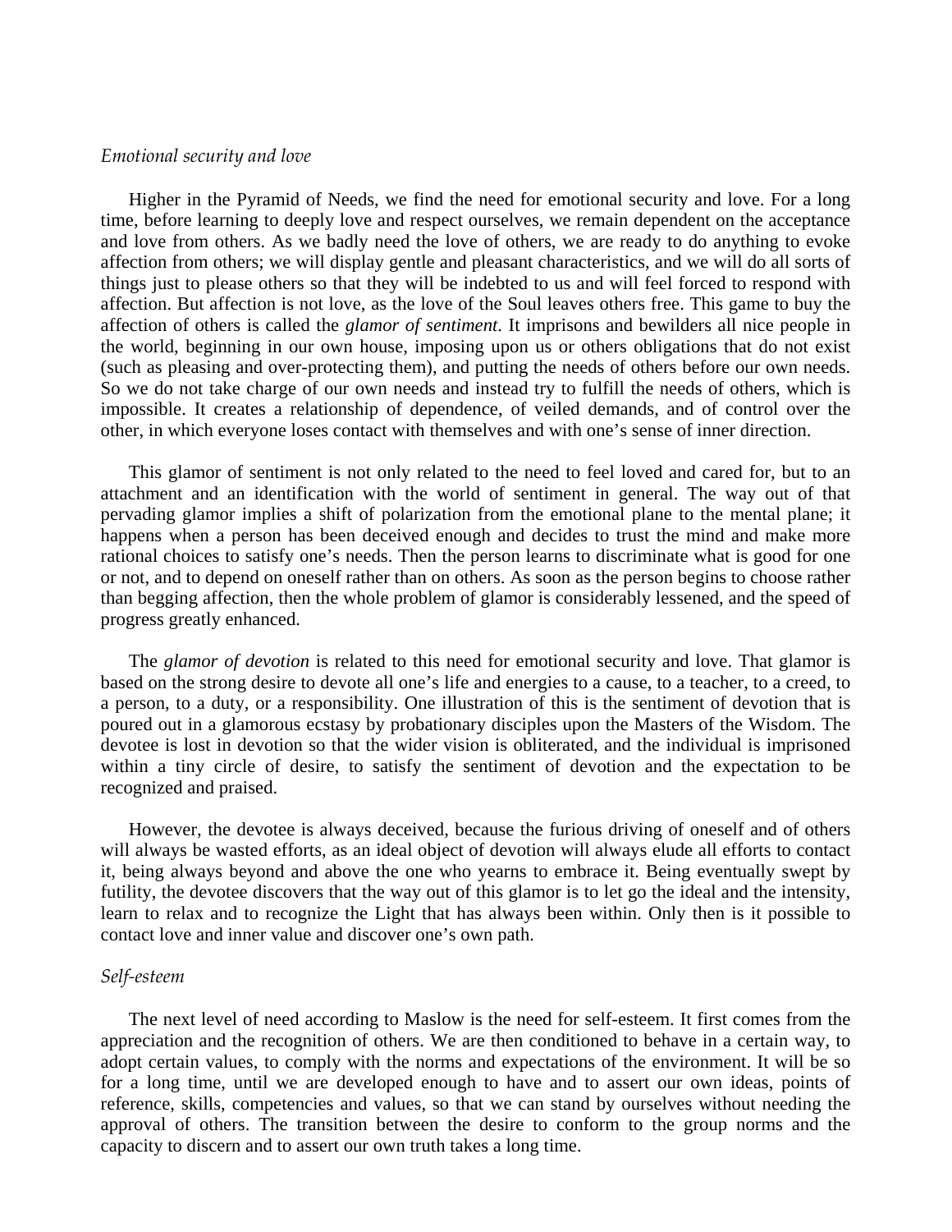### *Emotional security and love*

Higher in the Pyramid of Needs, we find the need for emotional security and love. For a long time, before learning to deeply love and respect ourselves, we remain dependent on the acceptance and love from others. As we badly need the love of others, we are ready to do anything to evoke affection from others; we will display gentle and pleasant characteristics, and we will do all sorts of things just to please others so that they will be indebted to us and will feel forced to respond with affection. But affection is not love, as the love of the Soul leaves others free. This game to buy the affection of others is called the *glamor of sentiment.* It imprisons and bewilders all nice people in the world, beginning in our own house, imposing upon us or others obligations that do not exist (such as pleasing and over-protecting them), and putting the needs of others before our own needs. So we do not take charge of our own needs and instead try to fulfill the needs of others, which is impossible. It creates a relationship of dependence, of veiled demands, and of control over the other, in which everyone loses contact with themselves and with one's sense of inner direction.

This glamor of sentiment is not only related to the need to feel loved and cared for, but to an attachment and an identification with the world of sentiment in general. The way out of that pervading glamor implies a shift of polarization from the emotional plane to the mental plane; it happens when a person has been deceived enough and decides to trust the mind and make more rational choices to satisfy one's needs. Then the person learns to discriminate what is good for one or not, and to depend on oneself rather than on others. As soon as the person begins to choose rather than begging affection, then the whole problem of glamor is considerably lessened, and the speed of progress greatly enhanced.

The *glamor of devotion* is related to this need for emotional security and love. That glamor is based on the strong desire to devote all one's life and energies to a cause, to a teacher, to a creed, to a person, to a duty, or a responsibility. One illustration of this is the sentiment of devotion that is poured out in a glamorous ecstasy by probationary disciples upon the Masters of the Wisdom. The devotee is lost in devotion so that the wider vision is obliterated, and the individual is imprisoned within a tiny circle of desire, to satisfy the sentiment of devotion and the expectation to be recognized and praised.

However, the devotee is always deceived, because the furious driving of oneself and of others will always be wasted efforts, as an ideal object of devotion will always elude all efforts to contact it, being always beyond and above the one who yearns to embrace it. Being eventually swept by futility, the devotee discovers that the way out of this glamor is to let go the ideal and the intensity, learn to relax and to recognize the Light that has always been within. Only then is it possible to contact love and inner value and discover one's own path.

### *Self-esteem*

The next level of need according to Maslow is the need for self-esteem. It first comes from the appreciation and the recognition of others. We are then conditioned to behave in a certain way, to adopt certain values, to comply with the norms and expectations of the environment. It will be so for a long time, until we are developed enough to have and to assert our own ideas, points of reference, skills, competencies and values, so that we can stand by ourselves without needing the approval of others. The transition between the desire to conform to the group norms and the capacity to discern and to assert our own truth takes a long time.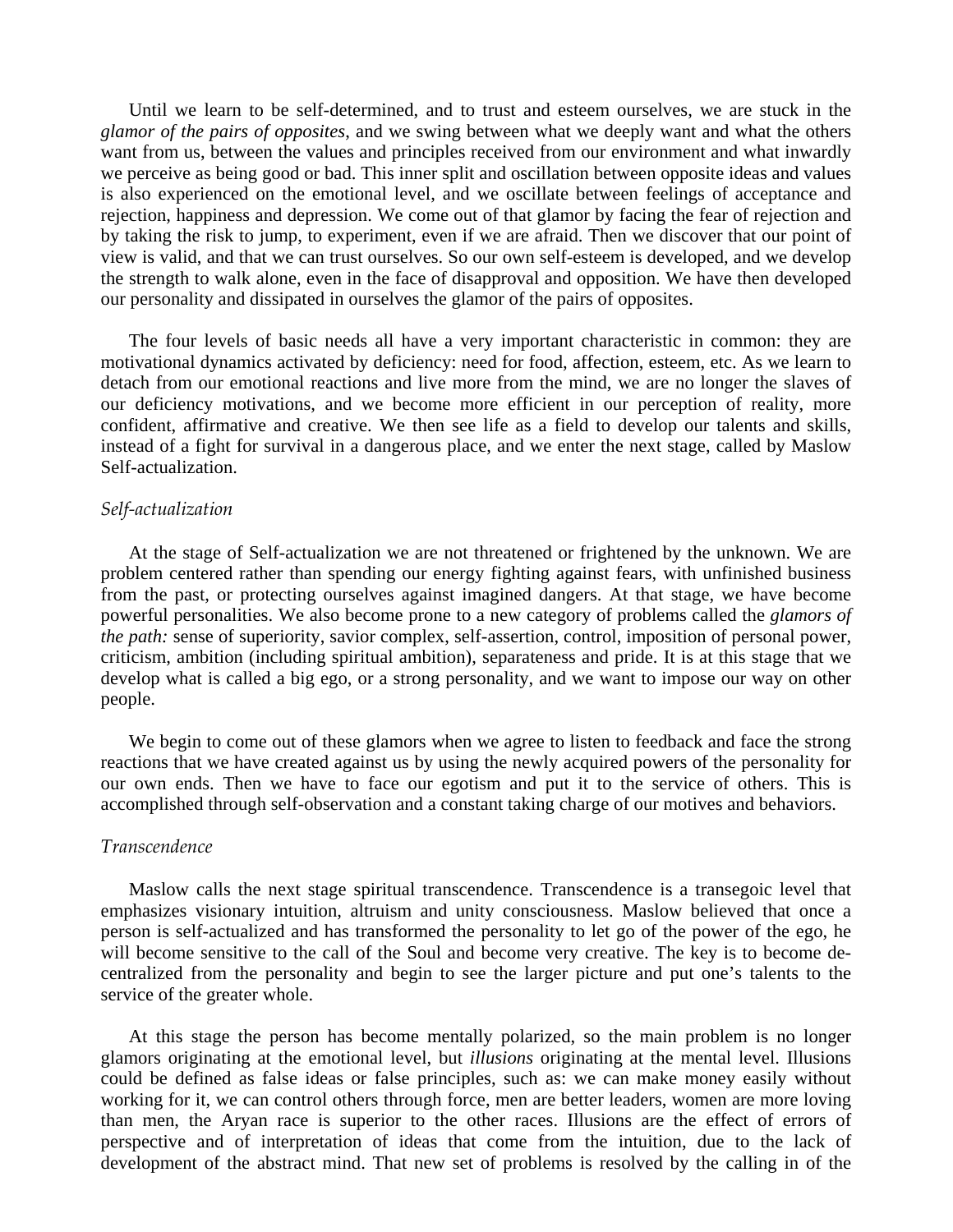Until we learn to be self-determined, and to trust and esteem ourselves, we are stuck in the *glamor of the pairs of opposites*, and we swing between what we deeply want and what the others want from us, between the values and principles received from our environment and what inwardly we perceive as being good or bad. This inner split and oscillation between opposite ideas and values is also experienced on the emotional level, and we oscillate between feelings of acceptance and rejection, happiness and depression. We come out of that glamor by facing the fear of rejection and by taking the risk to jump, to experiment, even if we are afraid. Then we discover that our point of view is valid, and that we can trust ourselves. So our own self-esteem is developed, and we develop the strength to walk alone, even in the face of disapproval and opposition. We have then developed our personality and dissipated in ourselves the glamor of the pairs of opposites.

The four levels of basic needs all have a very important characteristic in common: they are motivational dynamics activated by deficiency: need for food, affection, esteem, etc. As we learn to detach from our emotional reactions and live more from the mind, we are no longer the slaves of our deficiency motivations, and we become more efficient in our perception of reality, more confident, affirmative and creative. We then see life as a field to develop our talents and skills, instead of a fight for survival in a dangerous place, and we enter the next stage, called by Maslow Self-actualization.

*Self-actualization*

At the stage of Self-actualization we are not threatened or frightened by the unknown. We are problem centered rather than spending our energy fighting against fears, with unfinished business from the past, or protecting ourselves against imagined dangers. At that stage, we have become powerful personalities. We also become prone to a new category of problems called the *glamors of the path:* sense of superiority, savior complex, self-assertion, control, imposition of personal power, criticism, ambition (including spiritual ambition), separateness and pride. It is at this stage that we develop what is called a big ego, or a strong personality, and we want to impose our way on other people.

We begin to come out of these glamors when we agree to listen to feedback and face the strong reactions that we have created against us by using the newly acquired powers of the personality for our own ends. Then we have to face our egotism and put it to the service of others. This is accomplished through self-observation and a constant taking charge of our motives and behaviors.

*Transcendence*

Maslow calls the next stage spiritual transcendence. Transcendence is a transegoic level that emphasizes visionary intuition, altruism and unity consciousness. Maslow believed that once a person is self-actualized and has transformed the personality to let go of the power of the ego, he will become sensitive to the call of the Soul and become very creative. The key is to become de-centralized from the personality and begin to see the larger picture and put one's talents to the service of the greater whole.

At this stage the person has become mentally polarized, so the main problem is no longer glamors originating at the emotional level, but *illusions* originating at the mental level. Illusions could be defined as false ideas or false principles, such as: we can make money easily without working for it, we can control others through force, men are better leaders, women are more loving than men, the Aryan race is superior to the other races. Illusions are the effect of errors of perspective and of interpretation of ideas that come from the intuition, due to the lack of development of the abstract mind. That new set of problems is resolved by the calling in of the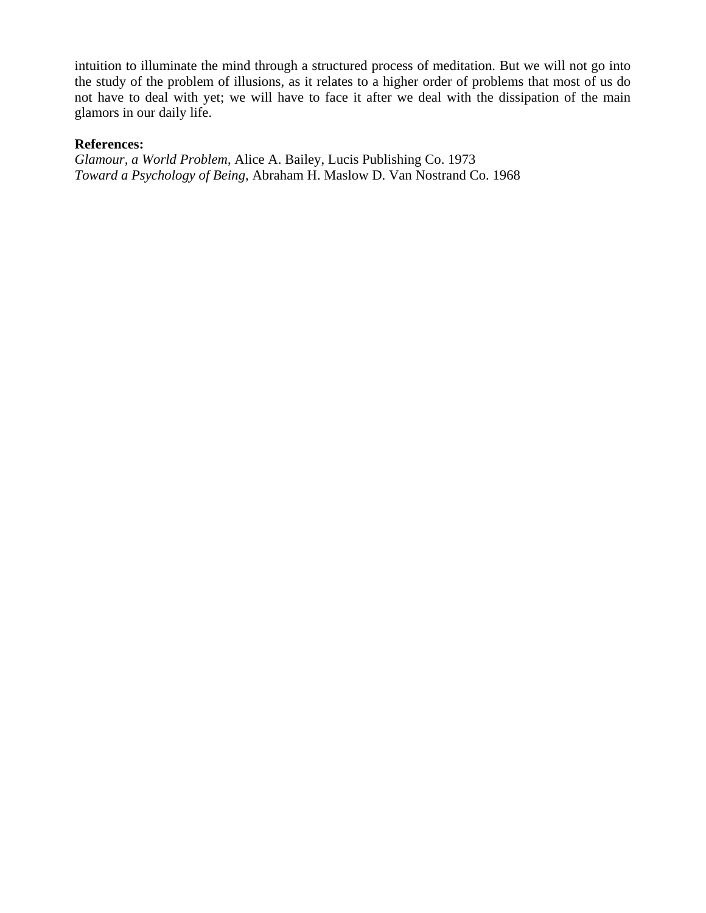intuition to illuminate the mind through a structured process of meditation. But we will not go into the study of the problem of illusions, as it relates to a higher order of problems that most of us do not have to deal with yet; we will have to face it after we deal with the dissipation of the main glamors in our daily life.

**References:**

*Glamour, a World Problem*, Alice A. Bailey, Lucis Publishing Co. 1973

*Toward a Psychology of Being*, Abraham H. Maslow D. Van Nostrand Co. 1968